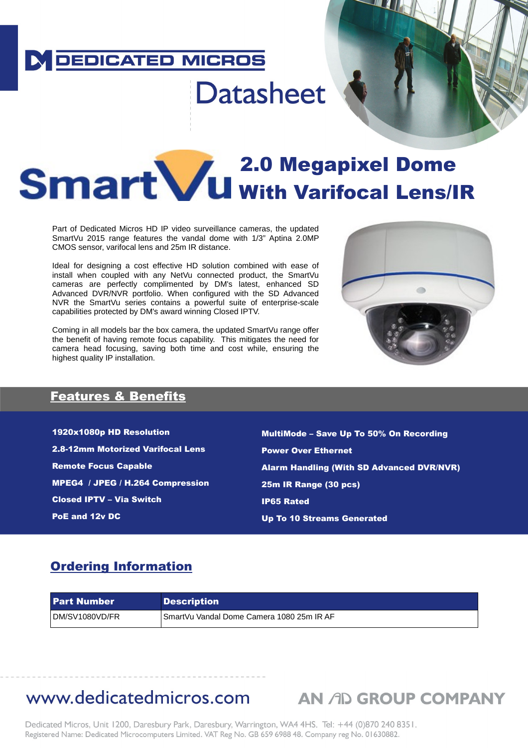DEDICATED MICROS

# Datasheet

# SmartVu 2.0 Megapixel Dome With Varifocal Lens/IR

Part of Dedicated Micros HD IP video surveillance cameras, the updated SmartVu 2015 range features the vandal dome with 1/3" Aptina 2.0MP CMOS sensor, varifocal lens and 25m IR distance.

Ideal for designing a cost effective HD solution combined with ease of install when coupled with any NetVu connected product, the SmartVu cameras are perfectly complimented by DM's latest, enhanced SD Advanced DVR/NVR portfolio. When configured with the SD Advanced NVR the SmartVu series contains a powerful suite of enterprise-scale capabilities protected by DM's award winning Closed IPTV.

Coming in all models bar the box camera, the updated SmartVu range offer the benefit of having remote focus capability. This mitigates the need for camera head focusing, saving both time and cost while, ensuring the highest quality IP installation.

## Features & Benefits

- **1920x1080p HD Resolution**
- **2.8-12mm Motorized Varifocal Lens**
- **Remote Focus Capable**
- **MPEG4 / JPEG / H.264 Compression**
- **Closed IPTV – Via Switch**
- **PoE and 12v DC**
- **MultiMode – Save Up To 50% On Recording**
- **Power Over Ethernet**
- **Alarm Handling (With SD Advanced DVR/NVR)**
- **25m IR Range (30 pcs)**
- **IP65 Rated**
- **Up To 10 Streams Generated**

## Ordering Information

| Part Number | Description |
|---|---|
| DM/SV1080VD/FR | SmartVu Vandal Dome Camera 1080 25m IR AF |

www.dedicatedmicros.com

AN AD GROUP COMPANY

Dedicated Micros, Unit 1200, Daresbury Park, Daresbury, Warrington, WA4 4HS. Tel: +44 (0)870 240 8351.
Registered Name: Dedicated Microcomputers Limited. VAT Reg No. GB 659 6988 48. Company reg No. 01630882.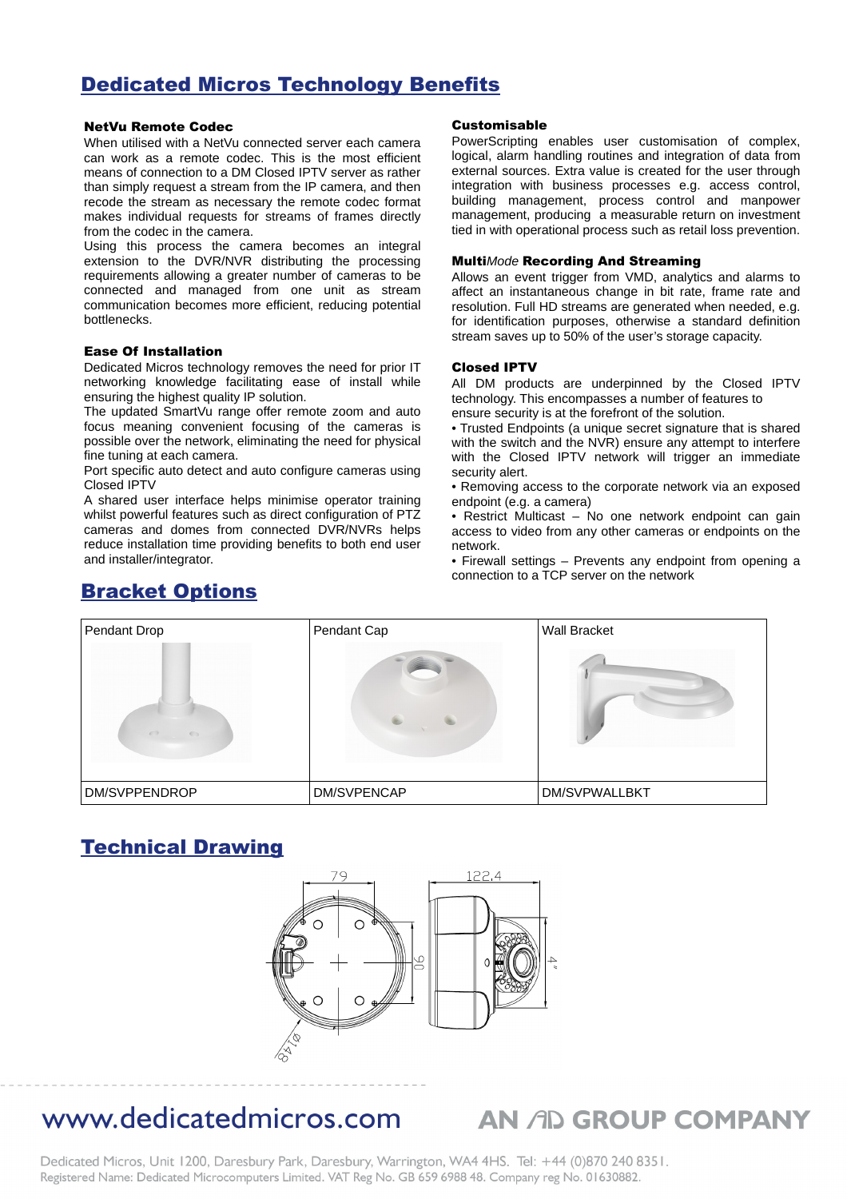## Dedicated Micros Technology Benefits

### NetVu Remote Codec

When utilised with a NetVu connected server each camera can work as a remote codec. This is the most efficient means of connection to a DM Closed IPTV server as rather than simply request a stream from the IP camera, and then recode the stream as necessary the remote codec format makes individual requests for streams of frames directly from the codec in the camera.

Using this process the camera becomes an integral extension to the DVR/NVR distributing the processing requirements allowing a greater number of cameras to be connected and managed from one unit as stream communication becomes more efficient, reducing potential bottlenecks.

### Ease Of Installation

Dedicated Micros technology removes the need for prior IT networking knowledge facilitating ease of install while ensuring the highest quality IP solution.

The updated SmartVu range offer remote zoom and auto focus meaning convenient focusing of the cameras is possible over the network, eliminating the need for physical fine tuning at each camera.

Port specific auto detect and auto configure cameras using Closed IPTV

A shared user interface helps minimise operator training whilst powerful features such as direct configuration of PTZ cameras and domes from connected DVR/NVRs helps reduce installation time providing benefits to both end user and installer/integrator.

### Customisable

PowerScripting enables user customisation of complex, logical, alarm handling routines and integration of data from external sources. Extra value is created for the user through integration with business processes e.g. access control, building management, process control and manpower management, producing a measurable return on investment tied in with operational process such as retail loss prevention.

### Multi*Mode* Recording And Streaming

Allows an event trigger from VMD, analytics and alarms to affect an instantaneous change in bit rate, frame rate and resolution. Full HD streams are generated when needed, e.g. for identification purposes, otherwise a standard definition stream saves up to 50% of the user's storage capacity.

### Closed IPTV

All DM products are underpinned by the Closed IPTV technology. This encompasses a number of features to ensure security is at the forefront of the solution.

- Trusted Endpoints (a unique secret signature that is shared with the switch and the NVR) ensure any attempt to interfere with the Closed IPTV network will trigger an immediate security alert.
- Removing access to the corporate network via an exposed endpoint (e.g. a camera)
- Restrict Multicast – No one network endpoint can gain access to video from any other cameras or endpoints on the network.
- Firewall settings – Prevents any endpoint from opening a connection to a TCP server on the network

## Bracket Options

| Pendant Drop | Pendant Cap | Wall Bracket |
|---|---|---|
| DM/SVPPENDROP | DM/SVPENCAP | DM/SVPWALLBKT |

## Technical Drawing

79 | 122.4 | 90 | 4" | Ø148

www.dedicatedmicros.com

AN AD GROUP COMPANY

Dedicated Micros, Unit 1200, Daresbury Park, Daresbury, Warrington, WA4 4HS. Tel: +44 (0)870 240 8351.
Registered Name: Dedicated Microcomputers Limited. VAT Reg No. GB 659 6988 48. Company reg No. 01630882.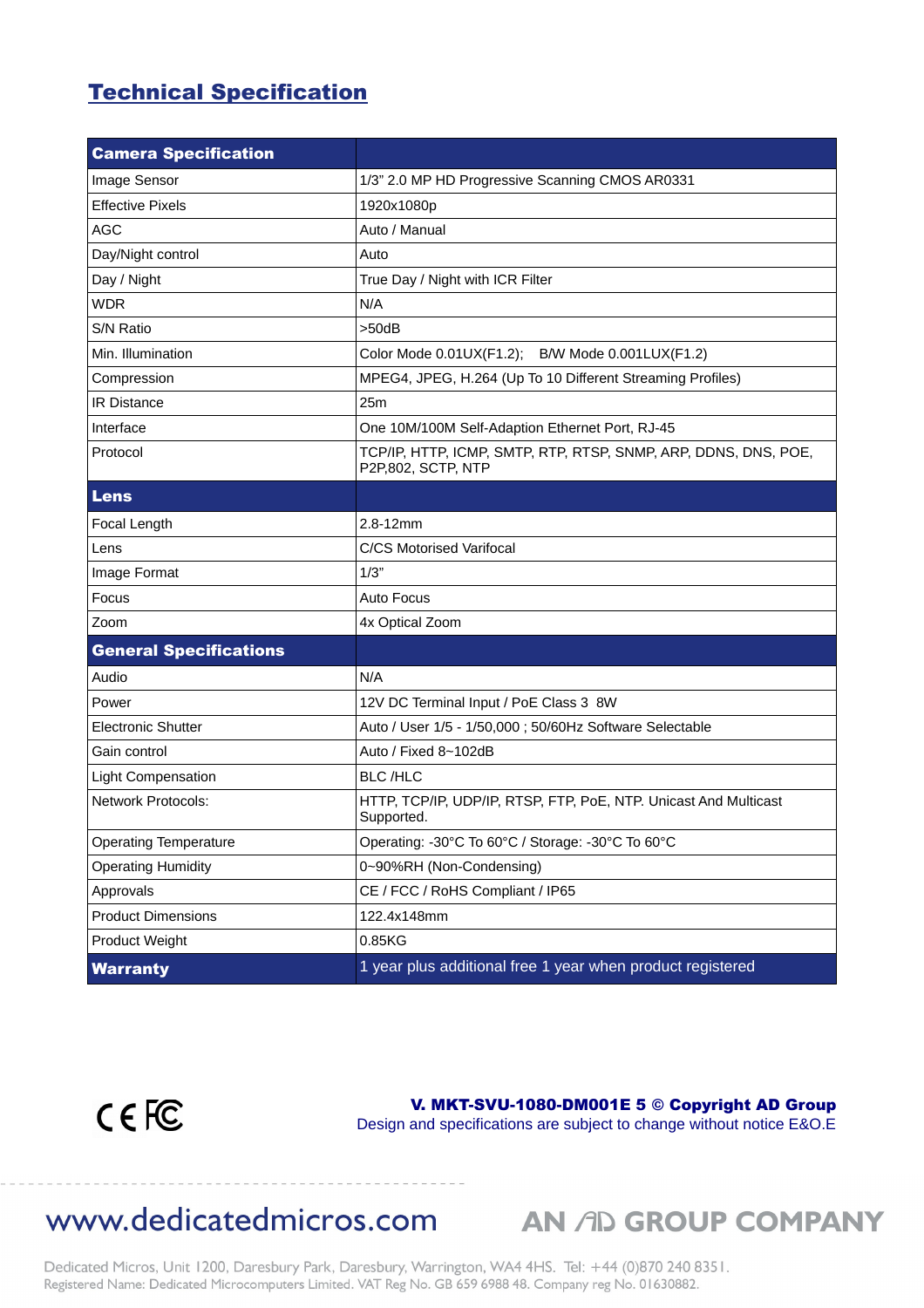## Technical Specification

| Camera Specification | |
|---|---|
| Image Sensor | 1/3" 2.0 MP HD Progressive Scanning CMOS AR0331 |
| Effective Pixels | 1920x1080p |
| AGC | Auto / Manual |
| Day/Night control | Auto |
| Day / Night | True Day / Night with ICR Filter |
| WDR | N/A |
| S/N Ratio | >50dB |
| Min. Illumination | Color Mode 0.01UX(F1.2); B/W Mode 0.001LUX(F1.2) |
| Compression | MPEG4, JPEG, H.264 (Up To 10 Different Streaming Profiles) |
| IR Distance | 25m |
| Interface | One 10M/100M Self-Adaption Ethernet Port, RJ-45 |
| Protocol | TCP/IP, HTTP, ICMP, SMTP, RTP, RTSP, SNMP, ARP, DDNS, DNS, POE, P2P,802, SCTP, NTP |
| **Lens** | |
| Focal Length | 2.8-12mm |
| Lens | C/CS Motorised Varifocal |
| Image Format | 1/3" |
| Focus | Auto Focus |
| Zoom | 4x Optical Zoom |
| **General Specifications** | |
| Audio | N/A |
| Power | 12V DC Terminal Input / PoE Class 3 8W |
| Electronic Shutter | Auto / User 1/5 - 1/50,000 ; 50/60Hz Software Selectable |
| Gain control | Auto / Fixed 8~102dB |
| Light Compensation | BLC /HLC |
| Network Protocols: | HTTP, TCP/IP, UDP/IP, RTSP, FTP, PoE, NTP. Unicast And Multicast Supported. |
| Operating Temperature | Operating: -30°C To 60°C / Storage: -30°C To 60°C |
| Operating Humidity | 0~90%RH (Non-Condensing) |
| Approvals | CE / FCC / RoHS Compliant / IP65 |
| Product Dimensions | 122.4x148mm |
| Product Weight | 0.85KG |
| **Warranty** | 1 year plus additional free 1 year when product registered |

CE FC

**V. MKT-SVU-1080-DM001E 5 © Copyright AD Group**
Design and specifications are subject to change without notice E&O.E

www.dedicatedmicros.com

AN AD GROUP COMPANY

Dedicated Micros, Unit 1200, Daresbury Park, Daresbury, Warrington, WA4 4HS. Tel: +44 (0)870 240 8351.
Registered Name: Dedicated Microcomputers Limited. VAT Reg No. GB 659 6988 48. Company reg No. 01630882.